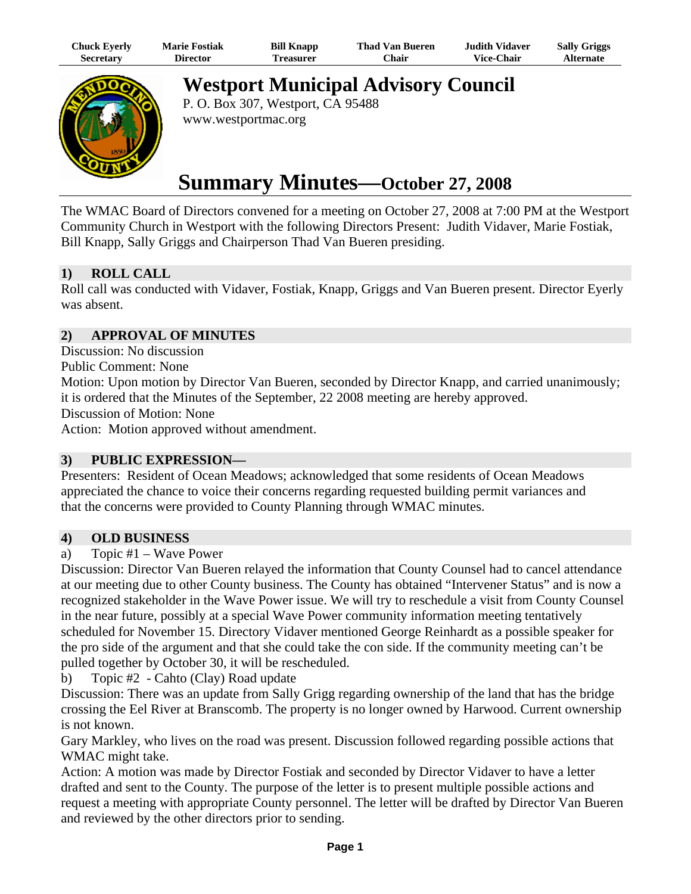| Chuck Eyerly | Marie Fostiak | Bill Knapp | Thad Van Bueren | Judith Vidaver | Sally Griggs |
|---|---|---|---|---|---|
| Secretary | Director | Treasurer | Chair | Vice-Chair | Alternate |

# Westport Municipal Advisory Council

P. O. Box 307, Westport, CA 95488
www.westportmac.org

# Summary Minutes—October 27, 2008

The WMAC Board of Directors convened for a meeting on October 27, 2008 at 7:00 PM at the Westport Community Church in Westport with the following Directors Present: Judith Vidaver, Marie Fostiak, Bill Knapp, Sally Griggs and Chairperson Thad Van Bueren presiding.

## 1) ROLL CALL

Roll call was conducted with Vidaver, Fostiak, Knapp, Griggs and Van Bueren present. Director Eyerly was absent.

## 2) APPROVAL OF MINUTES

Discussion: No discussion
Public Comment: None
Motion: Upon motion by Director Van Bueren, seconded by Director Knapp, and carried unanimously; it is ordered that the Minutes of the September, 22 2008 meeting are hereby approved.
Discussion of Motion: None
Action: Motion approved without amendment.

## 3) PUBLIC EXPRESSION—

Presenters: Resident of Ocean Meadows; acknowledged that some residents of Ocean Meadows appreciated the chance to voice their concerns regarding requested building permit variances and that the concerns were provided to County Planning through WMAC minutes.

## 4) OLD BUSINESS

a) Topic #1 – Wave Power

Discussion: Director Van Bueren relayed the information that County Counsel had to cancel attendance at our meeting due to other County business. The County has obtained "Intervener Status" and is now a recognized stakeholder in the Wave Power issue. We will try to reschedule a visit from County Counsel in the near future, possibly at a special Wave Power community information meeting tentatively scheduled for November 15. Directory Vidaver mentioned George Reinhardt as a possible speaker for the pro side of the argument and that she could take the con side. If the community meeting can't be pulled together by October 30, it will be rescheduled.

b) Topic #2 - Cahto (Clay) Road update

Discussion: There was an update from Sally Grigg regarding ownership of the land that has the bridge crossing the Eel River at Branscomb. The property is no longer owned by Harwood. Current ownership is not known.

Gary Markley, who lives on the road was present. Discussion followed regarding possible actions that WMAC might take.

Action: A motion was made by Director Fostiak and seconded by Director Vidaver to have a letter drafted and sent to the County. The purpose of the letter is to present multiple possible actions and request a meeting with appropriate County personnel. The letter will be drafted by Director Van Bueren and reviewed by the other directors prior to sending.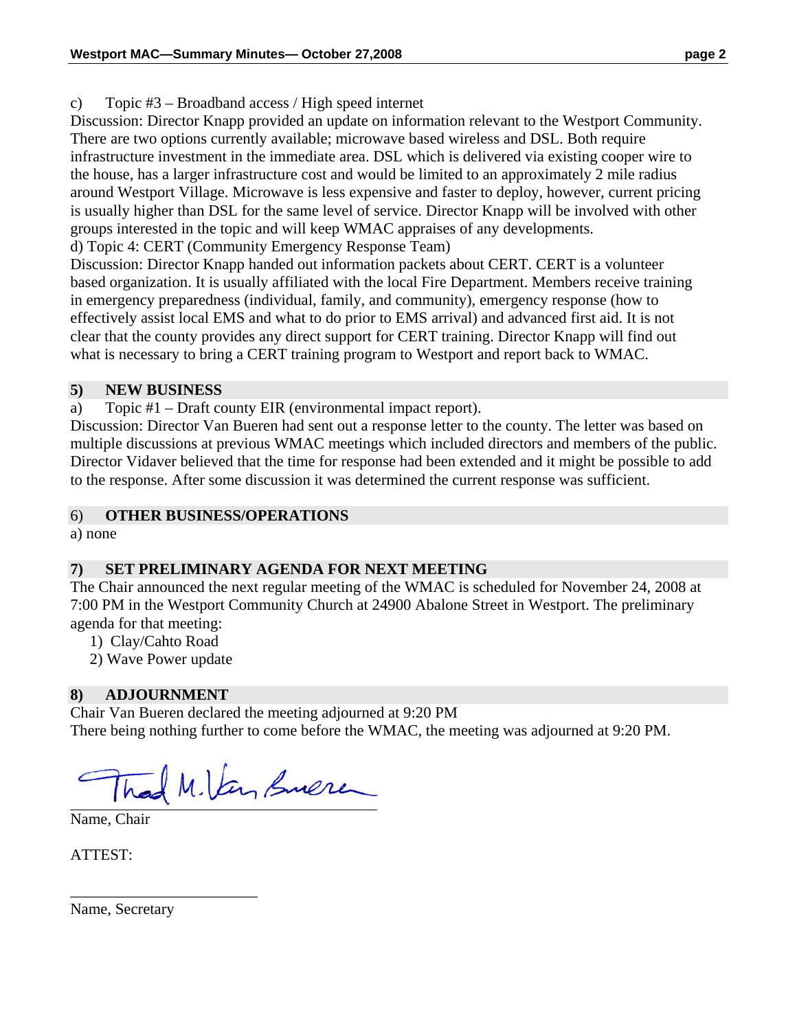c) Topic #3 – Broadband access / High speed internet

Discussion: Director Knapp provided an update on information relevant to the Westport Community. There are two options currently available; microwave based wireless and DSL. Both require infrastructure investment in the immediate area. DSL which is delivered via existing cooper wire to the house, has a larger infrastructure cost and would be limited to an approximately 2 mile radius around Westport Village. Microwave is less expensive and faster to deploy, however, current pricing is usually higher than DSL for the same level of service. Director Knapp will be involved with other groups interested in the topic and will keep WMAC appraises of any developments.

d) Topic 4: CERT (Community Emergency Response Team)

Discussion: Director Knapp handed out information packets about CERT. CERT is a volunteer based organization. It is usually affiliated with the local Fire Department. Members receive training in emergency preparedness (individual, family, and community), emergency response (how to effectively assist local EMS and what to do prior to EMS arrival) and advanced first aid. It is not clear that the county provides any direct support for CERT training. Director Knapp will find out what is necessary to bring a CERT training program to Westport and report back to WMAC.

## 5) NEW BUSINESS

a) Topic #1 – Draft county EIR (environmental impact report).

Discussion: Director Van Bueren had sent out a response letter to the county. The letter was based on multiple discussions at previous WMAC meetings which included directors and members of the public. Director Vidaver believed that the time for response had been extended and it might be possible to add to the response. After some discussion it was determined the current response was sufficient.

## 6) OTHER BUSINESS/OPERATIONS

a) none

## 7) SET PRELIMINARY AGENDA FOR NEXT MEETING

The Chair announced the next regular meeting of the WMAC is scheduled for November 24, 2008 at 7:00 PM in the Westport Community Church at 24900 Abalone Street in Westport. The preliminary agenda for that meeting:

1) Clay/Cahto Road
2) Wave Power update

## 8) ADJOURNMENT

Chair Van Bueren declared the meeting adjourned at 9:20 PM

There being nothing further to come before the WMAC, the meeting was adjourned at 9:20 PM.

Thad M. Van Bueren

Name, Chair

ATTEST:

\_\_\_\_\_\_\_\_\_\_\_\_\_\_\_\_\_\_\_\_\_\_\_\_

Name, Secretary